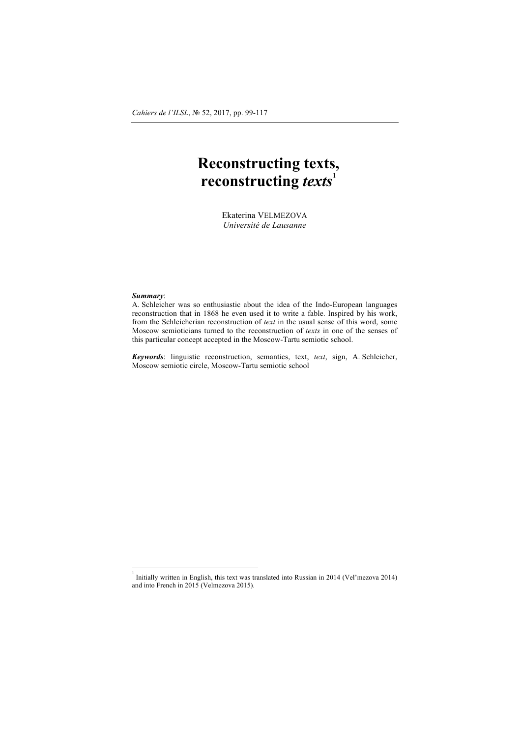# Reconstructing texts, reconstructing *texts*[1]

Ekaterina VELMEZOVA
*Université de Lausanne*

***Summary***:
A. Schleicher was so enthusiastic about the idea of the Indo-European languages reconstruction that in 1868 he even used it to write a fable. Inspired by his work, from the Schleicherian reconstruction of *text* in the usual sense of this word, some Moscow semioticians turned to the reconstruction of *texts* in one of the senses of this particular concept accepted in the Moscow-Tartu semiotic school.

***Keywords***: linguistic reconstruction, semantics, text, *text*, sign, A. Schleicher, Moscow semiotic circle, Moscow-Tartu semiotic school

---

[1] Initially written in English, this text was translated into Russian in 2014 (Vel'mezova 2014) and into French in 2015 (Velmezova 2015).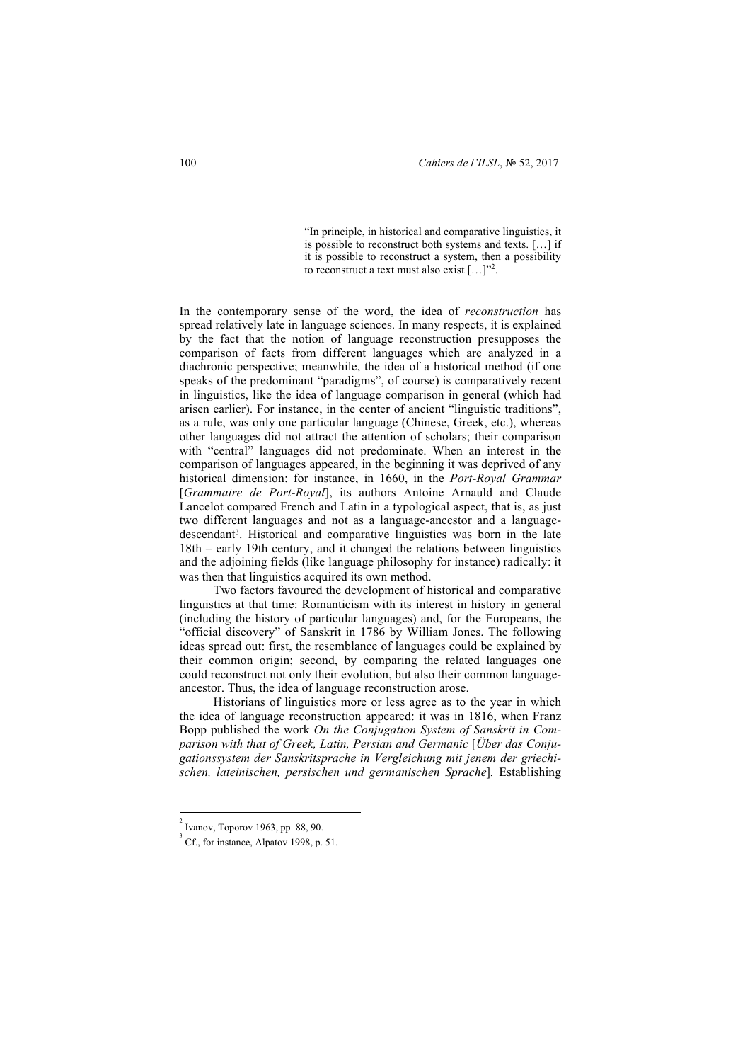> "In principle, in historical and comparative linguistics, it is possible to reconstruct both systems and texts. […] if it is possible to reconstruct a system, then a possibility to reconstruct a text must also exist […]"[2].

In the contemporary sense of the word, the idea of *reconstruction* has spread relatively late in language sciences. In many respects, it is explained by the fact that the notion of language reconstruction presupposes the comparison of facts from different languages which are analyzed in a diachronic perspective; meanwhile, the idea of a historical method (if one speaks of the predominant "paradigms", of course) is comparatively recent in linguistics, like the idea of language comparison in general (which had arisen earlier). For instance, in the center of ancient "linguistic traditions", as a rule, was only one particular language (Chinese, Greek, etc.), whereas other languages did not attract the attention of scholars; their comparison with "central" languages did not predominate. When an interest in the comparison of languages appeared, in the beginning it was deprived of any historical dimension: for instance, in 1660, in the *Port-Royal Grammar* [*Grammaire de Port-Royal*], its authors Antoine Arnauld and Claude Lancelot compared French and Latin in a typological aspect, that is, as just two different languages and not as a language-ancestor and a language-descendant[3]. Historical and comparative linguistics was born in the late 18th – early 19th century, and it changed the relations between linguistics and the adjoining fields (like language philosophy for instance) radically: it was then that linguistics acquired its own method.

Two factors favoured the development of historical and comparative linguistics at that time: Romanticism with its interest in history in general (including the history of particular languages) and, for the Europeans, the "official discovery" of Sanskrit in 1786 by William Jones. The following ideas spread out: first, the resemblance of languages could be explained by their common origin; second, by comparing the related languages one could reconstruct not only their evolution, but also their common language-ancestor. Thus, the idea of language reconstruction arose.

Historians of linguistics more or less agree as to the year in which the idea of language reconstruction appeared: it was in 1816, when Franz Bopp published the work *On the Conjugation System of Sanskrit in Comparison with that of Greek, Latin, Persian and Germanic* [*Über das Conjugationssystem der Sanskritsprache in Vergleichung mit jenem der griechischen, lateinischen, persischen und germanischen Sprache*]. Establishing

---

[2] Ivanov, Toporov 1963, pp. 88, 90.

[3] Cf., for instance, Alpatov 1998, p. 51.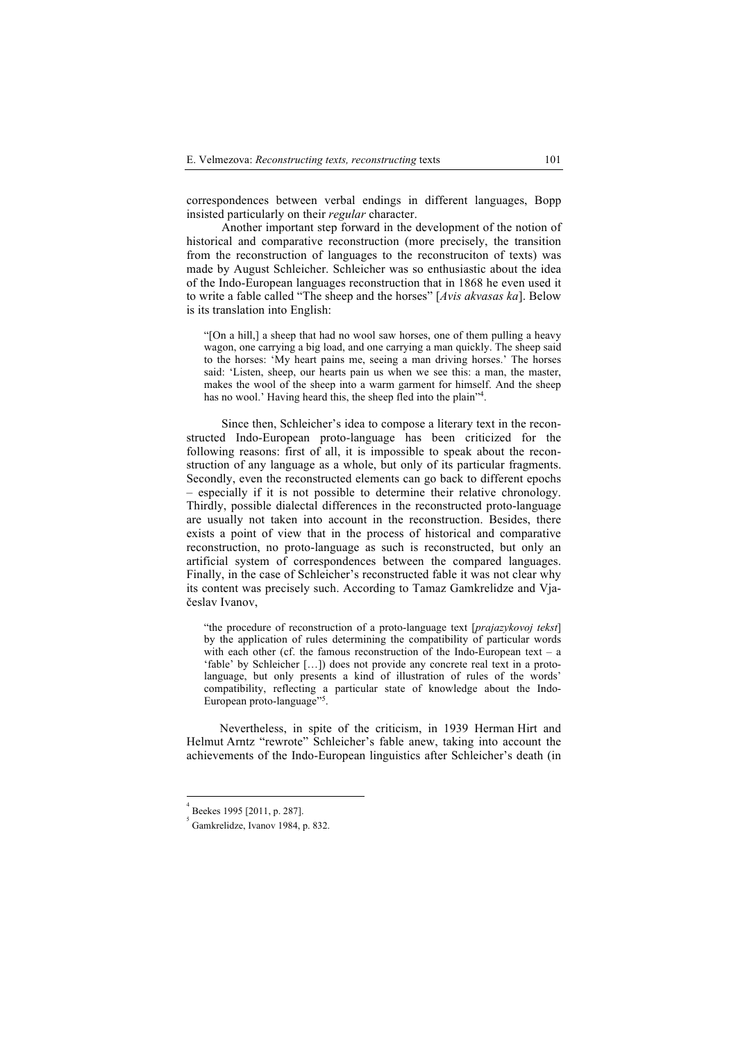correspondences between verbal endings in different languages, Bopp insisted particularly on their *regular* character.

Another important step forward in the development of the notion of historical and comparative reconstruction (more precisely, the transition from the reconstruction of languages to the reconstruciton of texts) was made by August Schleicher. Schleicher was so enthusiastic about the idea of the Indo-European languages reconstruction that in 1868 he even used it to write a fable called "The sheep and the horses" [*Avis akvasas ka*]. Below is its translation into English:

> "[On a hill,] a sheep that had no wool saw horses, one of them pulling a heavy wagon, one carrying a big load, and one carrying a man quickly. The sheep said to the horses: 'My heart pains me, seeing a man driving horses.' The horses said: 'Listen, sheep, our hearts pain us when we see this: a man, the master, makes the wool of the sheep into a warm garment for himself. And the sheep has no wool.' Having heard this, the sheep fled into the plain"[4].

Since then, Schleicher's idea to compose a literary text in the reconstructed Indo-European proto-language has been criticized for the following reasons: first of all, it is impossible to speak about the reconstruction of any language as a whole, but only of its particular fragments. Secondly, even the reconstructed elements can go back to different epochs – especially if it is not possible to determine their relative chronology. Thirdly, possible dialectal differences in the reconstructed proto-language are usually not taken into account in the reconstruction. Besides, there exists a point of view that in the process of historical and comparative reconstruction, no proto-language as such is reconstructed, but only an artificial system of correspondences between the compared languages. Finally, in the case of Schleicher's reconstructed fable it was not clear why its content was precisely such. According to Tamaz Gamkrelidze and Vjačeslav Ivanov,

> "the procedure of reconstruction of a proto-language text [*prajazykovoj tekst*] by the application of rules determining the compatibility of particular words with each other (cf. the famous reconstruction of the Indo-European text – a 'fable' by Schleicher […]) does not provide any concrete real text in a proto-language, but only presents a kind of illustration of rules of the words' compatibility, reflecting a particular state of knowledge about the Indo-European proto-language"[5].

Nevertheless, in spite of the criticism, in 1939 Herman Hirt and Helmut Arntz "rewrote" Schleicher's fable anew, taking into account the achievements of the Indo-European linguistics after Schleicher's death (in

---

[4] Beekes 1995 [2011, p. 287].

[5] Gamkrelidze, Ivanov 1984, p. 832.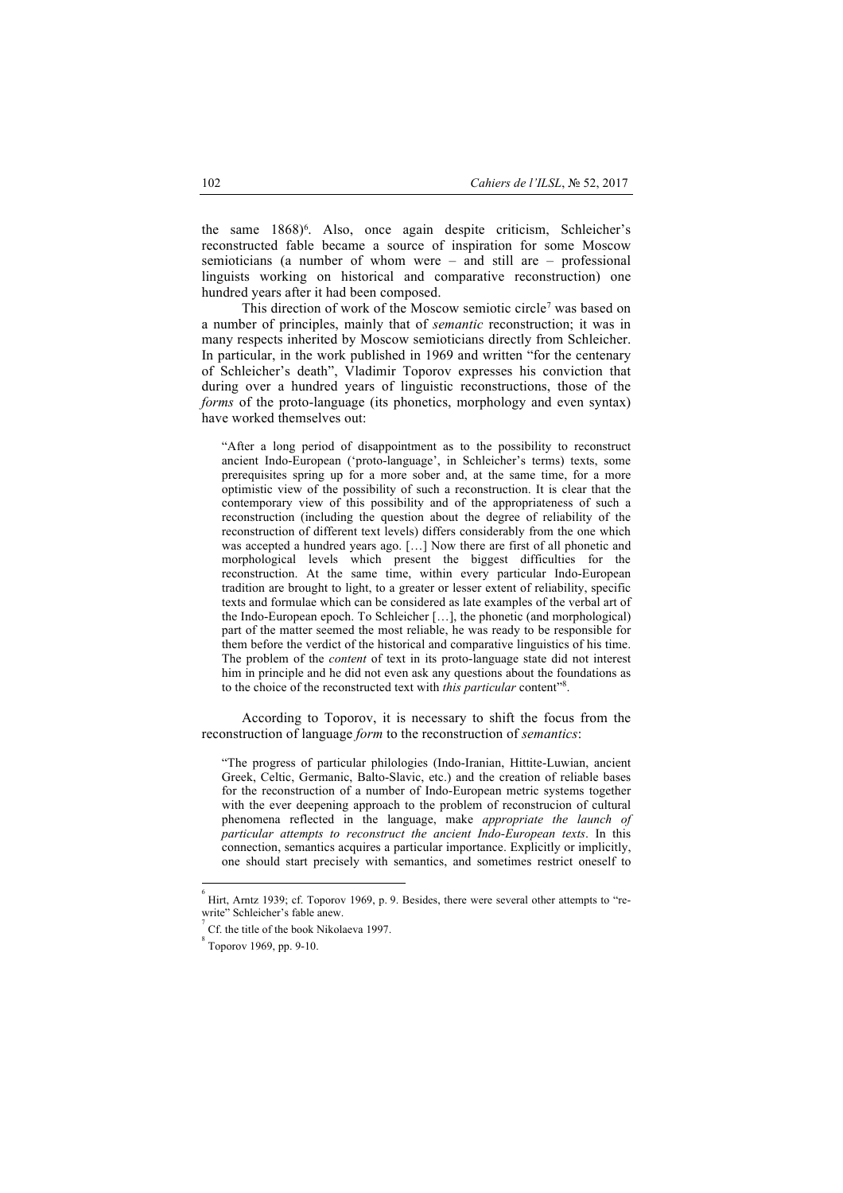the same 1868)[6]. Also, once again despite criticism, Schleicher's reconstructed fable became a source of inspiration for some Moscow semioticians (a number of whom were – and still are – professional linguists working on historical and comparative reconstruction) one hundred years after it had been composed.

This direction of work of the Moscow semiotic circle[7] was based on a number of principles, mainly that of *semantic* reconstruction; it was in many respects inherited by Moscow semioticians directly from Schleicher. In particular, in the work published in 1969 and written "for the centenary of Schleicher's death", Vladimir Toporov expresses his conviction that during over a hundred years of linguistic reconstructions, those of the *forms* of the proto-language (its phonetics, morphology and even syntax) have worked themselves out:

> "After a long period of disappointment as to the possibility to reconstruct ancient Indo-European ('proto-language', in Schleicher's terms) texts, some prerequisites spring up for a more sober and, at the same time, for a more optimistic view of the possibility of such a reconstruction. It is clear that the contemporary view of this possibility and of the appropriateness of such a reconstruction (including the question about the degree of reliability of the reconstruction of different text levels) differs considerably from the one which was accepted a hundred years ago. […] Now there are first of all phonetic and morphological levels which present the biggest difficulties for the reconstruction. At the same time, within every particular Indo-European tradition are brought to light, to a greater or lesser extent of reliability, specific texts and formulae which can be considered as late examples of the verbal art of the Indo-European epoch. To Schleicher […], the phonetic (and morphological) part of the matter seemed the most reliable, he was ready to be responsible for them before the verdict of the historical and comparative linguistics of his time. The problem of the *content* of text in its proto-language state did not interest him in principle and he did not even ask any questions about the foundations as to the choice of the reconstructed text with *this particular* content"[8].

According to Toporov, it is necessary to shift the focus from the reconstruction of language *form* to the reconstruction of *semantics*:

> "The progress of particular philologies (Indo-Iranian, Hittite-Luwian, ancient Greek, Celtic, Germanic, Balto-Slavic, etc.) and the creation of reliable bases for the reconstruction of a number of Indo-European metric systems together with the ever deepening approach to the problem of reconstrucion of cultural phenomena reflected in the language, make *appropriate the launch of particular attempts to reconstruct the ancient Indo-European texts*. In this connection, semantics acquires a particular importance. Explicitly or implicitly, one should start precisely with semantics, and sometimes restrict oneself to

---

[6] Hirt, Arntz 1939; cf. Toporov 1969, p. 9. Besides, there were several other attempts to "re-write" Schleicher's fable anew.

[7] Cf. the title of the book Nikolaeva 1997.

[8] Toporov 1969, pp. 9-10.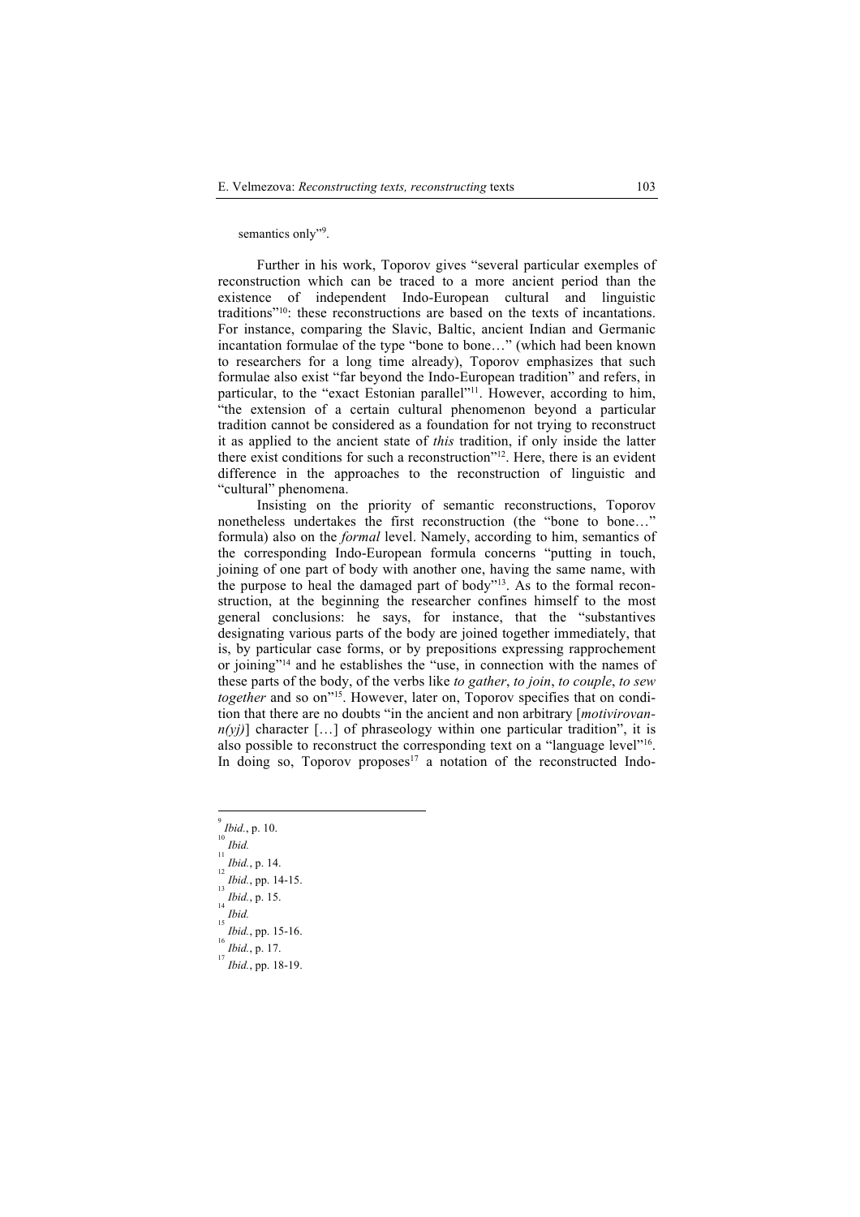semantics only"[9].

Further in his work, Toporov gives "several particular exemples of reconstruction which can be traced to a more ancient period than the existence of independent Indo-European cultural and linguistic traditions"[10]: these reconstructions are based on the texts of incantations. For instance, comparing the Slavic, Baltic, ancient Indian and Germanic incantation formulae of the type "bone to bone…" (which had been known to researchers for a long time already), Toporov emphasizes that such formulae also exist "far beyond the Indo-European tradition" and refers, in particular, to the "exact Estonian parallel"[11]. However, according to him, "the extension of a certain cultural phenomenon beyond a particular tradition cannot be considered as a foundation for not trying to reconstruct it as applied to the ancient state of *this* tradition, if only inside the latter there exist conditions for such a reconstruction"[12]. Here, there is an evident difference in the approaches to the reconstruction of linguistic and "cultural" phenomena.

Insisting on the priority of semantic reconstructions, Toporov nonetheless undertakes the first reconstruction (the "bone to bone…" formula) also on the *formal* level. Namely, according to him, semantics of the corresponding Indo-European formula concerns "putting in touch, joining of one part of body with another one, having the same name, with the purpose to heal the damaged part of body"[13]. As to the formal reconstruction, at the beginning the researcher confines himself to the most general conclusions: he says, for instance, that the "substantives designating various parts of the body are joined together immediately, that is, by particular case forms, or by prepositions expressing rapprochement or joining"[14] and he establishes the "use, in connection with the names of these parts of the body, of the verbs like *to gather*, *to join*, *to couple*, *to sew together* and so on"[15]. However, later on, Toporov specifies that on condition that there are no doubts "in the ancient and non arbitrary [*motivirovan-n(yj)*] character […] of phraseology within one particular tradition", it is also possible to reconstruct the corresponding text on a "language level"[16]. In doing so, Toporov proposes[17] a notation of the reconstructed Indo-

---

[9] *Ibid.*, p. 10.

[10] *Ibid.*

[11] *Ibid.*, p. 14.

[12] *Ibid.*, pp. 14-15.

[13] *Ibid.*, p. 15.

[14] *Ibid.*

[15] *Ibid.*, pp. 15-16.

[16] *Ibid.*, p. 17.

[17] *Ibid.*, pp. 18-19.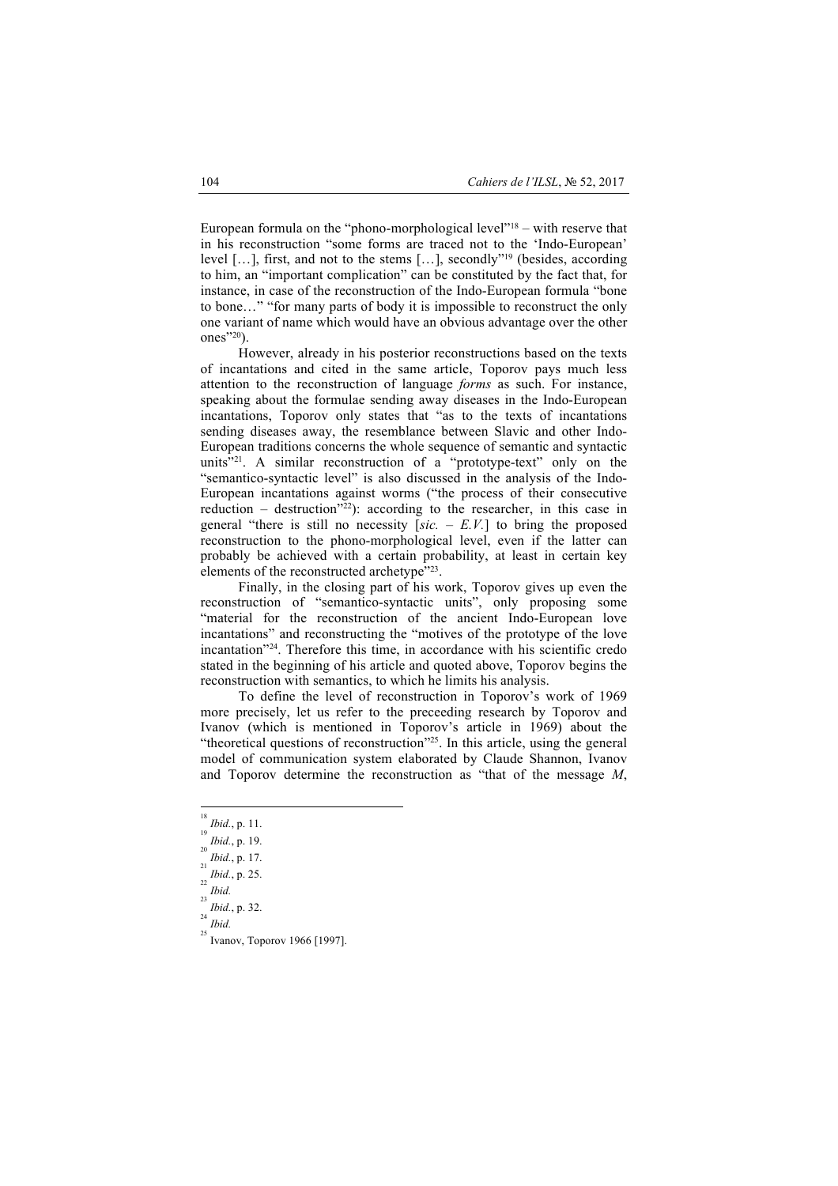European formula on the "phono-morphological level"[18] – with reserve that in his reconstruction "some forms are traced not to the 'Indo-European' level […], first, and not to the stems […], secondly"[19] (besides, according to him, an "important complication" can be constituted by the fact that, for instance, in case of the reconstruction of the Indo-European formula "bone to bone…" "for many parts of body it is impossible to reconstruct the only one variant of name which would have an obvious advantage over the other ones"[20]).

However, already in his posterior reconstructions based on the texts of incantations and cited in the same article, Toporov pays much less attention to the reconstruction of language *forms* as such. For instance, speaking about the formulae sending away diseases in the Indo-European incantations, Toporov only states that "as to the texts of incantations sending diseases away, the resemblance between Slavic and other Indo-European traditions concerns the whole sequence of semantic and syntactic units"[21]. A similar reconstruction of a "prototype-text" only on the "semantico-syntactic level" is also discussed in the analysis of the Indo-European incantations against worms ("the process of their consecutive reduction – destruction"[22]): according to the researcher, in this case in general "there is still no necessity [*sic.* – *E.V.*] to bring the proposed reconstruction to the phono-morphological level, even if the latter can probably be achieved with a certain probability, at least in certain key elements of the reconstructed archetype"[23].

Finally, in the closing part of his work, Toporov gives up even the reconstruction of "semantico-syntactic units", only proposing some "material for the reconstruction of the ancient Indo-European love incantations" and reconstructing the "motives of the prototype of the love incantation"[24]. Therefore this time, in accordance with his scientific credo stated in the beginning of his article and quoted above, Toporov begins the reconstruction with semantics, to which he limits his analysis.

To define the level of reconstruction in Toporov's work of 1969 more precisely, let us refer to the preceeding research by Toporov and Ivanov (which is mentioned in Toporov's article in 1969) about the "theoretical questions of reconstruction"[25]. In this article, using the general model of communication system elaborated by Claude Shannon, Ivanov and Toporov determine the reconstruction as "that of the message *M*,

---

[18] *Ibid.*, p. 11.

[19] *Ibid.*, p. 19.

[20] *Ibid.*, p. 17.

[21] *Ibid.*, p. 25.

[22] *Ibid.*

[23] *Ibid.*, p. 32.

[24] *Ibid.*

[25] Ivanov, Toporov 1966 [1997].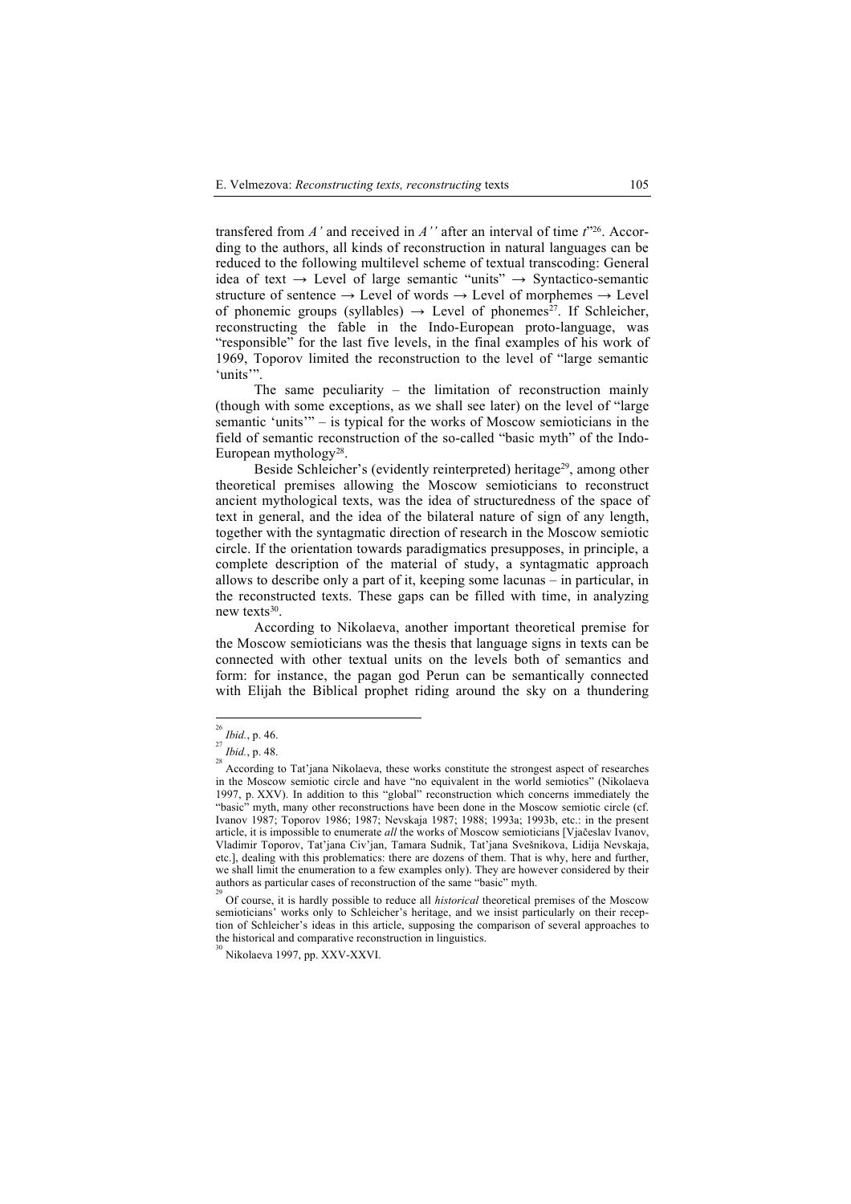transfered from *A'* and received in *A''* after an interval of time *t*"[26]. According to the authors, all kinds of reconstruction in natural languages can be reduced to the following multilevel scheme of textual transcoding: General idea of text → Level of large semantic "units" → Syntactico-semantic structure of sentence → Level of words → Level of morphemes → Level of phonemic groups (syllables) → Level of phonemes[27]. If Schleicher, reconstructing the fable in the Indo-European proto-language, was "responsible" for the last five levels, in the final examples of his work of 1969, Toporov limited the reconstruction to the level of "large semantic 'units'".

The same peculiarity – the limitation of reconstruction mainly (though with some exceptions, as we shall see later) on the level of "large semantic 'units'" – is typical for the works of Moscow semioticians in the field of semantic reconstruction of the so-called "basic myth" of the Indo-European mythology[28].

Beside Schleicher's (evidently reinterpreted) heritage[29], among other theoretical premises allowing the Moscow semioticians to reconstruct ancient mythological texts, was the idea of structuredness of the space of text in general, and the idea of the bilateral nature of sign of any length, together with the syntagmatic direction of research in the Moscow semiotic circle. If the orientation towards paradigmatics presupposes, in principle, a complete description of the material of study, a syntagmatic approach allows to describe only a part of it, keeping some lacunas – in particular, in the reconstructed texts. These gaps can be filled with time, in analyzing new texts[30].

According to Nikolaeva, another important theoretical premise for the Moscow semioticians was the thesis that language signs in texts can be connected with other textual units on the levels both of semantics and form: for instance, the pagan god Perun can be semantically connected with Elijah the Biblical prophet riding around the sky on a thundering

---

[26] *Ibid.*, p. 46.

[27] *Ibid.*, p. 48.

[28] According to Tat'jana Nikolaeva, these works constitute the strongest aspect of researches in the Moscow semiotic circle and have "no equivalent in the world semiotics" (Nikolaeva 1997, p. XXV). In addition to this "global" reconstruction which concerns immediately the "basic" myth, many other reconstructions have been done in the Moscow semiotic circle (cf. Ivanov 1987; Toporov 1986; 1987; Nevskaja 1987; 1988; 1993a; 1993b, etc.: in the present article, it is impossible to enumerate *all* the works of Moscow semioticians [Vjačeslav Ivanov, Vladimir Toporov, Tat'jana Civ'jan, Tamara Sudnik, Tat'jana Svešnikova, Lidija Nevskaja, etc.], dealing with this problematics: there are dozens of them. That is why, here and further, we shall limit the enumeration to a few examples only). They are however considered by their authors as particular cases of reconstruction of the same "basic" myth.

[29] Of course, it is hardly possible to reduce all *historical* theoretical premises of the Moscow semioticians' works only to Schleicher's heritage, and we insist particularly on their reception of Schleicher's ideas in this article, supposing the comparison of several approaches to the historical and comparative reconstruction in linguistics.

[30] Nikolaeva 1997, pp. XXV-XXVI.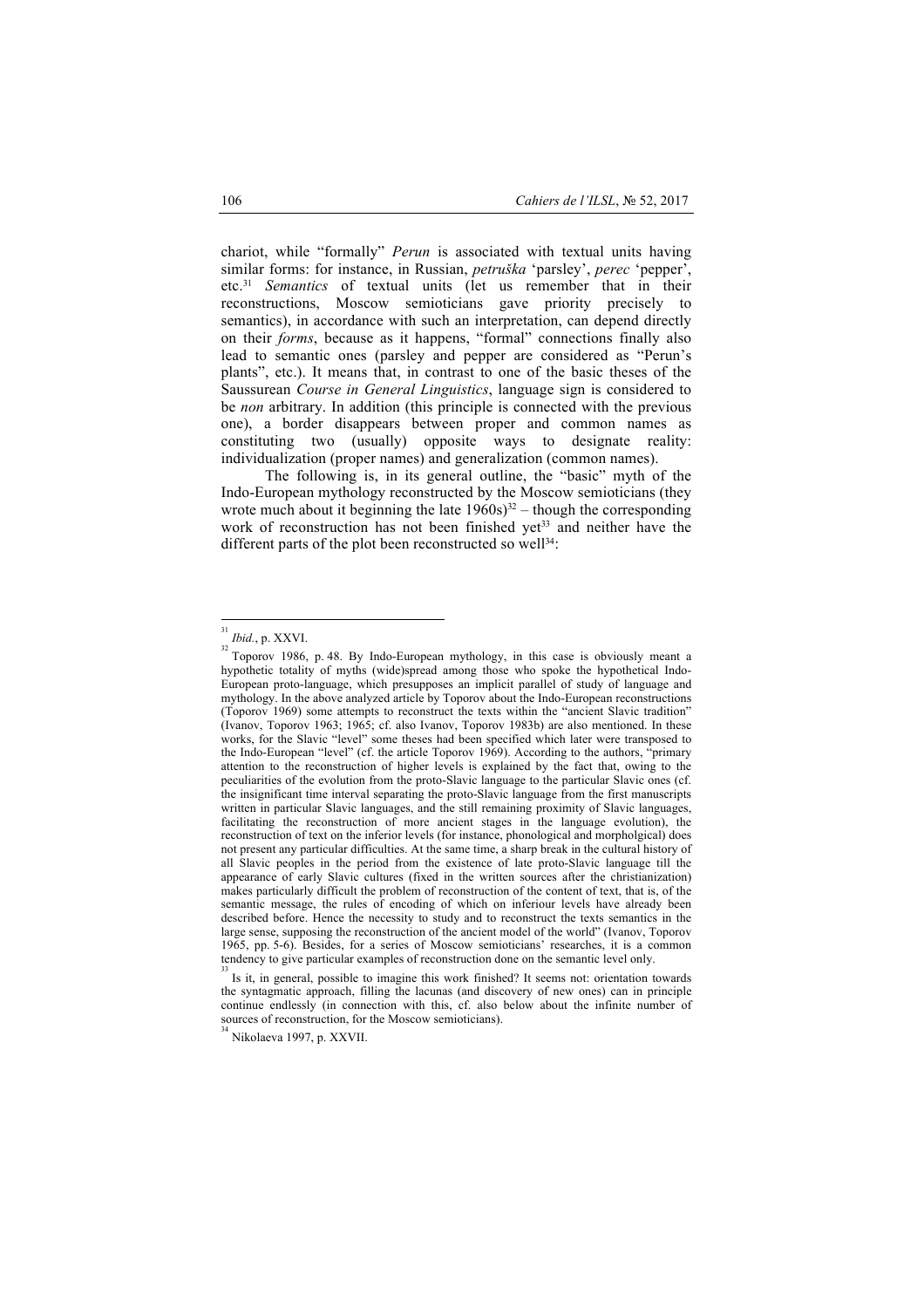chariot, while "formally" *Perun* is associated with textual units having similar forms: for instance, in Russian, *petruška* 'parsley', *perec* 'pepper', etc.[31] *Semantics* of textual units (let us remember that in their reconstructions, Moscow semioticians gave priority precisely to semantics), in accordance with such an interpretation, can depend directly on their *forms*, because as it happens, "formal" connections finally also lead to semantic ones (parsley and pepper are considered as "Perun's plants", etc.). It means that, in contrast to one of the basic theses of the Saussurean *Course in General Linguistics*, language sign is considered to be *non* arbitrary. In addition (this principle is connected with the previous one), a border disappears between proper and common names as constituting two (usually) opposite ways to designate reality: individualization (proper names) and generalization (common names).

The following is, in its general outline, the "basic" myth of the Indo-European mythology reconstructed by the Moscow semioticians (they wrote much about it beginning the late 1960s)[32] – though the corresponding work of reconstruction has not been finished yet[33] and neither have the different parts of the plot been reconstructed so well[34]:

---

[31] *Ibid.*, p. XXVI.

[32] Toporov 1986, p. 48. By Indo-European mythology, in this case is obviously meant a hypothetic totality of myths (wide)spread among those who spoke the hypothetical Indo-European proto-language, which presupposes an implicit parallel of study of language and mythology. In the above analyzed article by Toporov about the Indo-European reconstructions (Toporov 1969) some attempts to reconstruct the texts within the "ancient Slavic tradition" (Ivanov, Toporov 1963; 1965; cf. also Ivanov, Toporov 1983b) are also mentioned. In these works, for the Slavic "level" some theses had been specified which later were transposed to the Indo-European "level" (cf. the article Toporov 1969). According to the authors, "primary attention to the reconstruction of higher levels is explained by the fact that, owing to the peculiarities of the evolution from the proto-Slavic language to the particular Slavic ones (cf. the insignificant time interval separating the proto-Slavic language from the first manuscripts written in particular Slavic languages, and the still remaining proximity of Slavic languages, facilitating the reconstruction of more ancient stages in the language evolution), the reconstruction of text on the inferior levels (for instance, phonological and morpholgical) does not present any particular difficulties. At the same time, a sharp break in the cultural history of all Slavic peoples in the period from the existence of late proto-Slavic language till the appearance of early Slavic cultures (fixed in the written sources after the christianization) makes particularly difficult the problem of reconstruction of the content of text, that is, of the semantic message, the rules of encoding of which on inferiour levels have already been described before. Hence the necessity to study and to reconstruct the texts semantics in the large sense, supposing the reconstruction of the ancient model of the world" (Ivanov, Toporov 1965, pp. 5-6). Besides, for a series of Moscow semioticians' researches, it is a common tendency to give particular examples of reconstruction done on the semantic level only.

[33] Is it, in general, possible to imagine this work finished? It seems not: orientation towards the syntagmatic approach, filling the lacunas (and discovery of new ones) can in principle continue endlessly (in connection with this, cf. also below about the infinite number of sources of reconstruction, for the Moscow semioticians).

[34] Nikolaeva 1997, p. XXVII.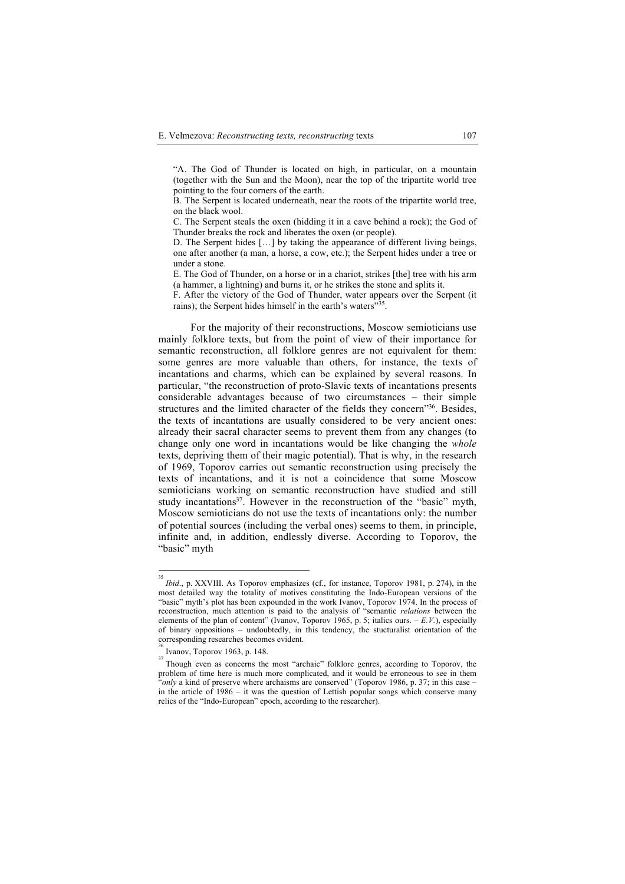"A. The God of Thunder is located on high, in particular, on a mountain (together with the Sun and the Moon), near the top of the tripartite world tree pointing to the four corners of the earth.

B. The Serpent is located underneath, near the roots of the tripartite world tree, on the black wool.

C. The Serpent steals the oxen (hidding it in a cave behind a rock); the God of Thunder breaks the rock and liberates the oxen (or people).

D. The Serpent hides […] by taking the appearance of different living beings, one after another (a man, a horse, a cow, etc.); the Serpent hides under a tree or under a stone.

E. The God of Thunder, on a horse or in a chariot, strikes [the] tree with his arm (a hammer, a lightning) and burns it, or he strikes the stone and splits it.

F. After the victory of the God of Thunder, water appears over the Serpent (it rains); the Serpent hides himself in the earth's waters"[35].

For the majority of their reconstructions, Moscow semioticians use mainly folklore texts, but from the point of view of their importance for semantic reconstruction, all folklore genres are not equivalent for them: some genres are more valuable than others, for instance, the texts of incantations and charms, which can be explained by several reasons. In particular, "the reconstruction of proto-Slavic texts of incantations presents considerable advantages because of two circumstances – their simple structures and the limited character of the fields they concern"[36]. Besides, the texts of incantations are usually considered to be very ancient ones: already their sacral character seems to prevent them from any changes (to change only one word in incantations would be like changing the *whole* texts, depriving them of their magic potential). That is why, in the research of 1969, Toporov carries out semantic reconstruction using precisely the texts of incantations, and it is not a coincidence that some Moscow semioticians working on semantic reconstruction have studied and still study incantations[37]. However in the reconstruction of the "basic" myth, Moscow semioticians do not use the texts of incantations only: the number of potential sources (including the verbal ones) seems to them, in principle, infinite and, in addition, endlessly diverse. According to Toporov, the "basic" myth

---

[35] *Ibid*., p. XXVIII. As Toporov emphasizes (cf., for instance, Toporov 1981, p. 274), in the most detailed way the totality of motives constituting the Indo-European versions of the "basic" myth's plot has been expounded in the work Ivanov, Toporov 1974. In the process of reconstruction, much attention is paid to the analysis of "semantic *relations* between the elements of the plan of content" (Ivanov, Toporov 1965, p. 5; italics ours. – *E.V.*), especially of binary oppositions – undoubtedly, in this tendency, the stucturalist orientation of the corresponding researches becomes evident.

[36] Ivanov, Toporov 1963, p. 148.

[37] Though even as concerns the most "archaic" folklore genres, according to Toporov, the problem of time here is much more complicated, and it would be erroneous to see in them "*only* a kind of preserve where archaisms are conserved" (Toporov 1986, p. 37; in this case – in the article of 1986 – it was the question of Lettish popular songs which conserve many relics of the "Indo-European" epoch, according to the researcher).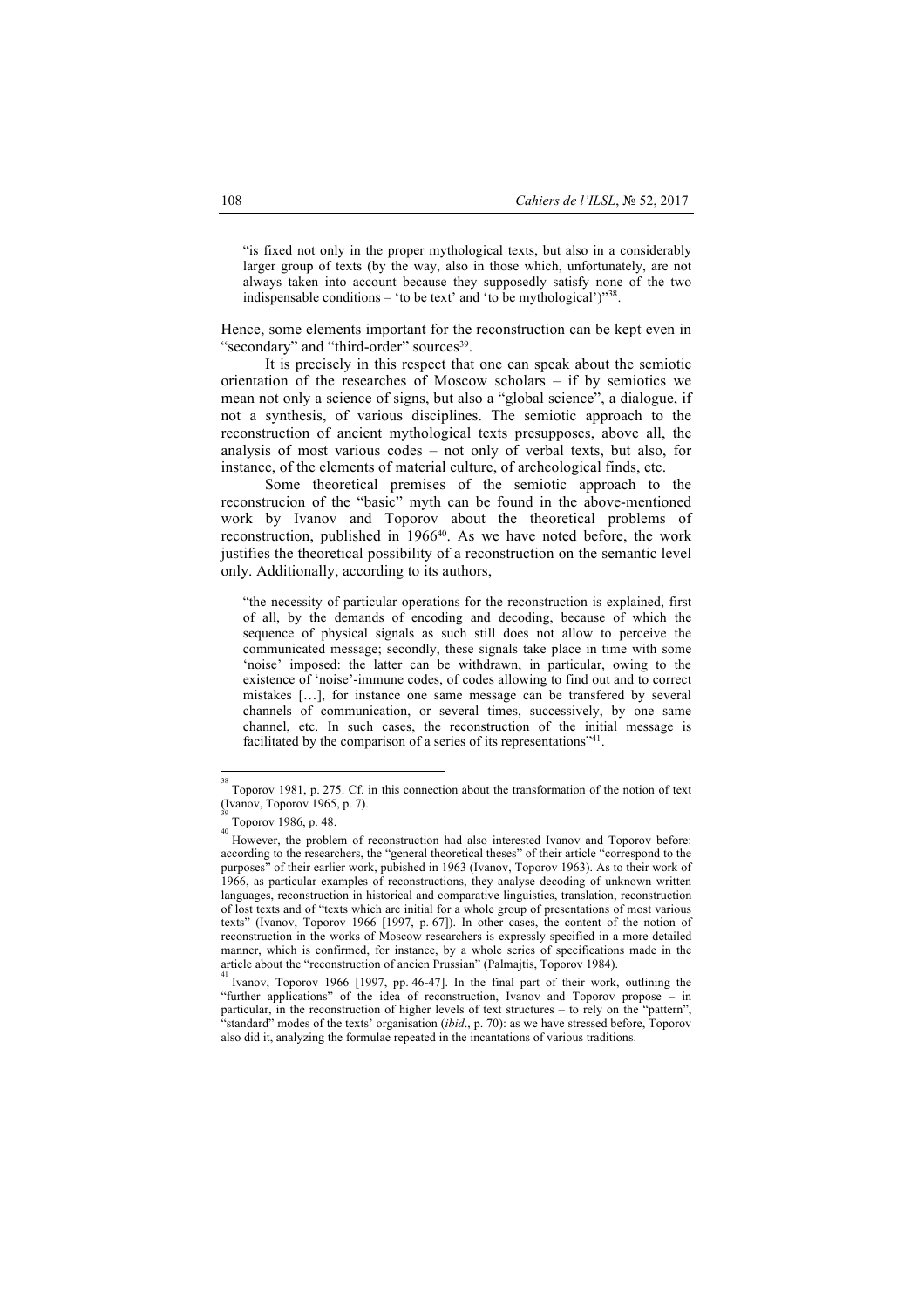> "is fixed not only in the proper mythological texts, but also in a considerably larger group of texts (by the way, also in those which, unfortunately, are not always taken into account because they supposedly satisfy none of the two indispensable conditions – 'to be text' and 'to be mythological')"[38].

Hence, some elements important for the reconstruction can be kept even in "secondary" and "third-order" sources[39].

It is precisely in this respect that one can speak about the semiotic orientation of the researches of Moscow scholars – if by semiotics we mean not only a science of signs, but also a "global science", a dialogue, if not a synthesis, of various disciplines. The semiotic approach to the reconstruction of ancient mythological texts presupposes, above all, the analysis of most various codes – not only of verbal texts, but also, for instance, of the elements of material culture, of archeological finds, etc.

Some theoretical premises of the semiotic approach to the reconstrucion of the "basic" myth can be found in the above-mentioned work by Ivanov and Toporov about the theoretical problems of reconstruction, published in 1966[40]. As we have noted before, the work justifies the theoretical possibility of a reconstruction on the semantic level only. Additionally, according to its authors,

> "the necessity of particular operations for the reconstruction is explained, first of all, by the demands of encoding and decoding, because of which the sequence of physical signals as such still does not allow to perceive the communicated message; secondly, these signals take place in time with some 'noise' imposed: the latter can be withdrawn, in particular, owing to the existence of 'noise'-immune codes, of codes allowing to find out and to correct mistakes […], for instance one same message can be transfered by several channels of communication, or several times, successively, by one same channel, etc. In such cases, the reconstruction of the initial message is facilitated by the comparison of a series of its representations"[41].

---

[38] Toporov 1981, p. 275. Cf. in this connection about the transformation of the notion of text (Ivanov, Toporov 1965, p. 7).

[39] Toporov 1986, p. 48.

[40] However, the problem of reconstruction had also interested Ivanov and Toporov before: according to the researchers, the "general theoretical theses" of their article "correspond to the purposes" of their earlier work, pubished in 1963 (Ivanov, Toporov 1963). As to their work of 1966, as particular examples of reconstructions, they analyse decoding of unknown written languages, reconstruction in historical and comparative linguistics, translation, reconstruction of lost texts and of "texts which are initial for a whole group of presentations of most various texts" (Ivanov, Toporov 1966 [1997, p. 67]). In other cases, the content of the notion of reconstruction in the works of Moscow researchers is expressly specified in a more detailed manner, which is confirmed, for instance, by a whole series of specifications made in the article about the "reconstruction of ancien Prussian" (Palmajtis, Toporov 1984).

[41] Ivanov, Toporov 1966 [1997, pp. 46-47]. In the final part of their work, outlining the "further applications" of the idea of reconstruction, Ivanov and Toporov propose – in particular, in the reconstruction of higher levels of text structures – to rely on the "pattern", "standard" modes of the texts' organisation (*ibid*., p. 70): as we have stressed before, Toporov also did it, analyzing the formulae repeated in the incantations of various traditions.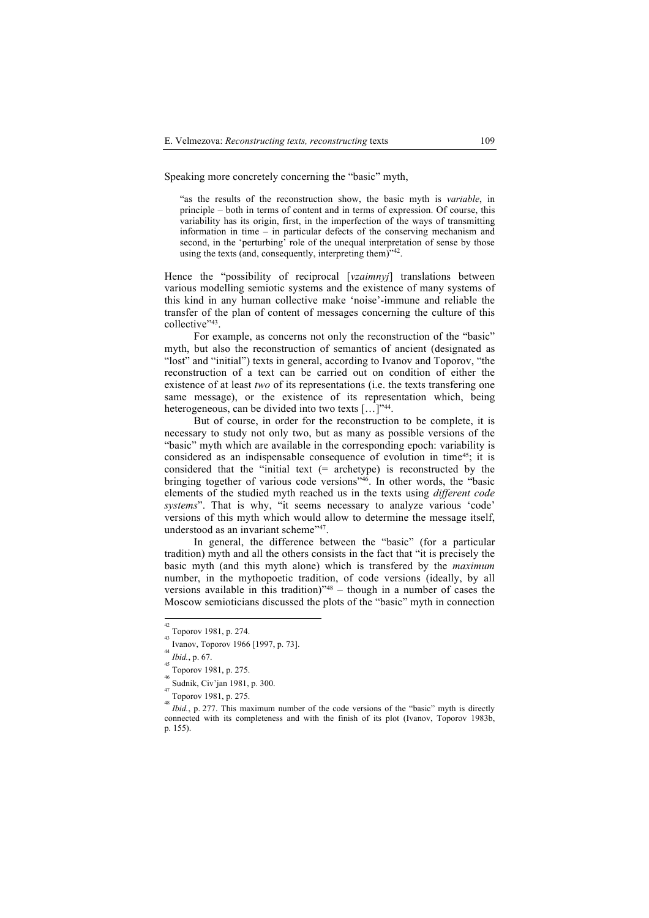Speaking more concretely concerning the "basic" myth,

> "as the results of the reconstruction show, the basic myth is *variable*, in principle – both in terms of content and in terms of expression. Of course, this variability has its origin, first, in the imperfection of the ways of transmitting information in time – in particular defects of the conserving mechanism and second, in the 'perturbing' role of the unequal interpretation of sense by those using the texts (and, consequently, interpreting them)"[42].

Hence the "possibility of reciprocal [*vzaimnyj*] translations between various modelling semiotic systems and the existence of many systems of this kind in any human collective make 'noise'-immune and reliable the transfer of the plan of content of messages concerning the culture of this collective"[43].

For example, as concerns not only the reconstruction of the "basic" myth, but also the reconstruction of semantics of ancient (designated as "lost" and "initial") texts in general, according to Ivanov and Toporov, "the reconstruction of a text can be carried out on condition of either the existence of at least *two* of its representations (i.e. the texts transfering one same message), or the existence of its representation which, being heterogeneous, can be divided into two texts […]"[44].

But of course, in order for the reconstruction to be complete, it is necessary to study not only two, but as many as possible versions of the "basic" myth which are available in the corresponding epoch: variability is considered as an indispensable consequence of evolution in time[45]; it is considered that the "initial text (= archetype) is reconstructed by the bringing together of various code versions"[46]. In other words, the "basic elements of the studied myth reached us in the texts using *different code systems*". That is why, "it seems necessary to analyze various 'code' versions of this myth which would allow to determine the message itself, understood as an invariant scheme"[47].

In general, the difference between the "basic" (for a particular tradition) myth and all the others consists in the fact that "it is precisely the basic myth (and this myth alone) which is transfered by the *maximum* number, in the mythopoetic tradition, of code versions (ideally, by all versions available in this tradition)"[48] – though in a number of cases the Moscow semioticians discussed the plots of the "basic" myth in connection

---

[42] Toporov 1981, p. 274.

[43] Ivanov, Toporov 1966 [1997, p. 73].

[44] *Ibid.*, p. 67.

[45] Toporov 1981, p. 275.

[46] Sudnik, Civ'jan 1981, p. 300.

[47] Toporov 1981, p. 275.

[48] *Ibid.*, p. 277. This maximum number of the code versions of the "basic" myth is directly connected with its completeness and with the finish of its plot (Ivanov, Toporov 1983b, p. 155).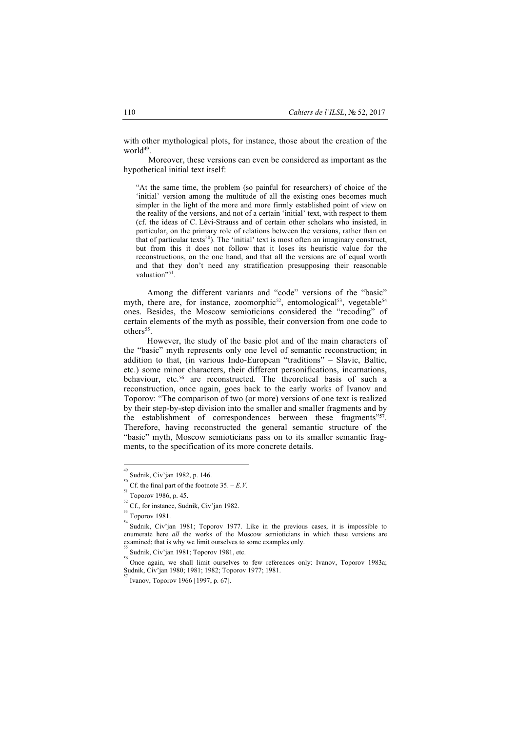with other mythological plots, for instance, those about the creation of the world[49].

Moreover, these versions can even be considered as important as the hypothetical initial text itself:

> "At the same time, the problem (so painful for researchers) of choice of the 'initial' version among the multitude of all the existing ones becomes much simpler in the light of the more and more firmly established point of view on the reality of the versions, and not of a certain 'initial' text, with respect to them (cf. the ideas of C. Lévi-Strauss and of certain other scholars who insisted, in particular, on the primary role of relations between the versions, rather than on that of particular texts[50]). The 'initial' text is most often an imaginary construct, but from this it does not follow that it loses its heuristic value for the reconstructions, on the one hand, and that all the versions are of equal worth and that they don't need any stratification presupposing their reasonable valuation"[51].

Among the different variants and "code" versions of the "basic" myth, there are, for instance, zoomorphic[52], entomological[53], vegetable[54] ones. Besides, the Moscow semioticians considered the "recoding" of certain elements of the myth as possible, their conversion from one code to others[55].

However, the study of the basic plot and of the main characters of the "basic" myth represents only one level of semantic reconstruction; in addition to that, (in various Indo-European "traditions" – Slavic, Baltic, etc.) some minor characters, their different personifications, incarnations, behaviour, etc.[56] are reconstructed. The theoretical basis of such a reconstruction, once again, goes back to the early works of Ivanov and Toporov: "The comparison of two (or more) versions of one text is realized by their step-by-step division into the smaller and smaller fragments and by the establishment of correspondences between these fragments"[57]. Therefore, having reconstructed the general semantic structure of the "basic" myth, Moscow semioticians pass on to its smaller semantic fragments, to the specification of its more concrete details.

---

[49] Sudnik, Civ'jan 1982, p. 146.

[50] Cf. the final part of the footnote 35. – *E.V.*

[51] Toporov 1986, p. 45.

[52] Cf., for instance, Sudnik, Civ'jan 1982.

[53] Toporov 1981.

[54] Sudnik, Civ'jan 1981; Toporov 1977. Like in the previous cases, it is impossible to enumerate here *all* the works of the Moscow semioticians in which these versions are examined; that is why we limit ourselves to some examples only.

[55] Sudnik, Civ'jan 1981; Toporov 1981, etc.

[56] Once again, we shall limit ourselves to few references only: Ivanov, Toporov 1983a; Sudnik, Civ'jan 1980; 1981; 1982; Toporov 1977; 1981.

[57] Ivanov, Toporov 1966 [1997, p. 67].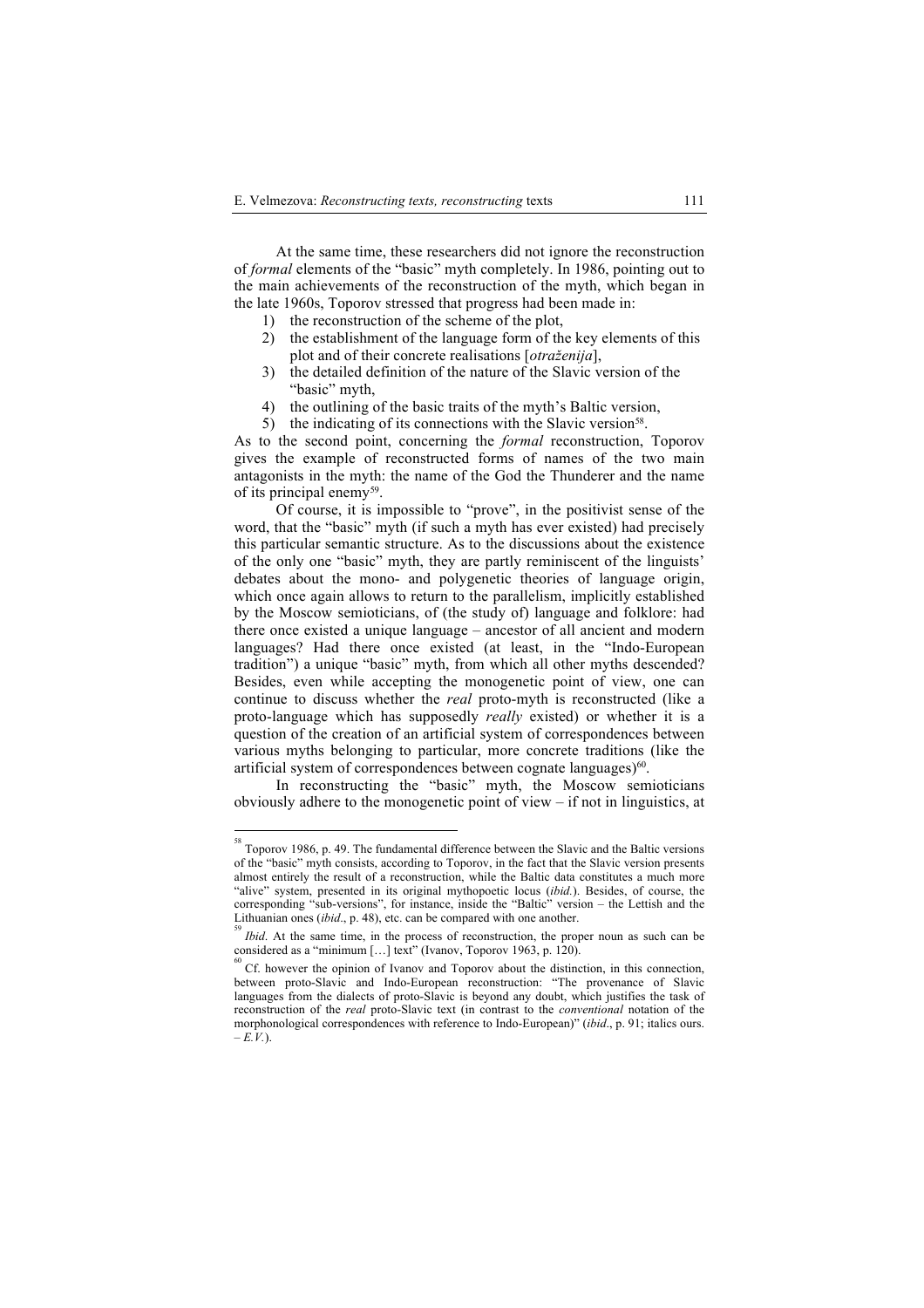At the same time, these researchers did not ignore the reconstruction of *formal* elements of the "basic" myth completely. In 1986, pointing out to the main achievements of the reconstruction of the myth, which began in the late 1960s, Toporov stressed that progress had been made in:

1) the reconstruction of the scheme of the plot,
2) the establishment of the language form of the key elements of this plot and of their concrete realisations [*otraženija*],
3) the detailed definition of the nature of the Slavic version of the "basic" myth,
4) the outlining of the basic traits of the myth's Baltic version,
5) the indicating of its connections with the Slavic version[58].

As to the second point, concerning the *formal* reconstruction, Toporov gives the example of reconstructed forms of names of the two main antagonists in the myth: the name of the God the Thunderer and the name of its principal enemy[59].

Of course, it is impossible to "prove", in the positivist sense of the word, that the "basic" myth (if such a myth has ever existed) had precisely this particular semantic structure. As to the discussions about the existence of the only one "basic" myth, they are partly reminiscent of the linguists' debates about the mono- and polygenetic theories of language origin, which once again allows to return to the parallelism, implicitly established by the Moscow semioticians, of (the study of) language and folklore: had there once existed a unique language – ancestor of all ancient and modern languages? Had there once existed (at least, in the "Indo-European tradition") a unique "basic" myth, from which all other myths descended? Besides, even while accepting the monogenetic point of view, one can continue to discuss whether the *real* proto-myth is reconstructed (like a proto-language which has supposedly *really* existed) or whether it is a question of the creation of an artificial system of correspondences between various myths belonging to particular, more concrete traditions (like the artificial system of correspondences between cognate languages)[60].

In reconstructing the "basic" myth, the Moscow semioticians obviously adhere to the monogenetic point of view – if not in linguistics, at

---

[58] Toporov 1986, p. 49. The fundamental difference between the Slavic and the Baltic versions of the "basic" myth consists, according to Toporov, in the fact that the Slavic version presents almost entirely the result of a reconstruction, while the Baltic data constitutes a much more "alive" system, presented in its original mythopoetic locus (*ibid.*). Besides, of course, the corresponding "sub-versions", for instance, inside the "Baltic" version – the Lettish and the Lithuanian ones (*ibid*., p. 48), etc. can be compared with one another.

[59] *Ibid*. At the same time, in the process of reconstruction, the proper noun as such can be considered as a "minimum […] text" (Ivanov, Toporov 1963, p. 120).

[60] Cf. however the opinion of Ivanov and Toporov about the distinction, in this connection, between proto-Slavic and Indo-European reconstruction: "The provenance of Slavic languages from the dialects of proto-Slavic is beyond any doubt, which justifies the task of reconstruction of the *real* proto-Slavic text (in contrast to the *conventional* notation of the morphonological correspondences with reference to Indo-European)" (*ibid*., p. 91; italics ours. – *E.V.*).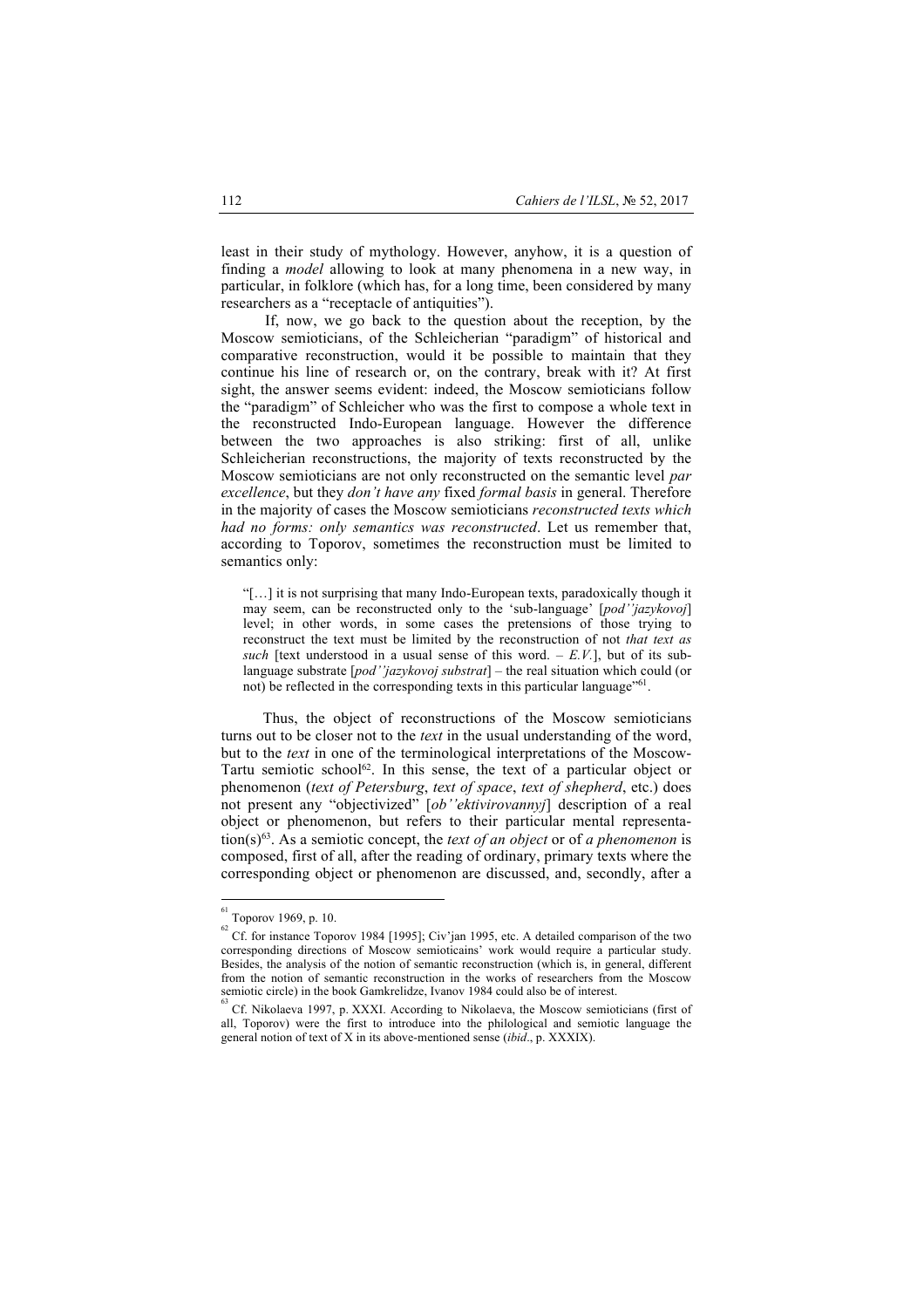least in their study of mythology. However, anyhow, it is a question of finding a *model* allowing to look at many phenomena in a new way, in particular, in folklore (which has, for a long time, been considered by many researchers as a "receptacle of antiquities").

If, now, we go back to the question about the reception, by the Moscow semioticians, of the Schleicherian "paradigm" of historical and comparative reconstruction, would it be possible to maintain that they continue his line of research or, on the contrary, break with it? At first sight, the answer seems evident: indeed, the Moscow semioticians follow the "paradigm" of Schleicher who was the first to compose a whole text in the reconstructed Indo-European language. However the difference between the two approaches is also striking: first of all, unlike Schleicherian reconstructions, the majority of texts reconstructed by the Moscow semioticians are not only reconstructed on the semantic level *par excellence*, but they *don't have any* fixed *formal basis* in general. Therefore in the majority of cases the Moscow semioticians *reconstructed texts which had no forms: only semantics was reconstructed*. Let us remember that, according to Toporov, sometimes the reconstruction must be limited to semantics only:

> "[…] it is not surprising that many Indo-European texts, paradoxically though it may seem, can be reconstructed only to the 'sub-language' [*pod''jazykovoj*] level; in other words, in some cases the pretensions of those trying to reconstruct the text must be limited by the reconstruction of not *that text as such* [text understood in a usual sense of this word. – *E.V.*], but of its sub-language substrate [*pod''jazykovoj substrat*] – the real situation which could (or not) be reflected in the corresponding texts in this particular language"[61].

Thus, the object of reconstructions of the Moscow semioticians turns out to be closer not to the *text* in the usual understanding of the word, but to the *text* in one of the terminological interpretations of the Moscow-Tartu semiotic school[62]. In this sense, the text of a particular object or phenomenon (*text of Petersburg*, *text of space*, *text of shepherd*, etc.) does not present any "objectivized" [*ob''ektivirovannyj*] description of a real object or phenomenon, but refers to their particular mental representation(s)[63]. As a semiotic concept, the *text of an object* or of *a phenomenon* is composed, first of all, after the reading of ordinary, primary texts where the corresponding object or phenomenon are discussed, and, secondly, after a

---

[61] Toporov 1969, p. 10.

[62] Cf. for instance Toporov 1984 [1995]; Civ'jan 1995, etc. A detailed comparison of the two corresponding directions of Moscow semioticains' work would require a particular study. Besides, the analysis of the notion of semantic reconstruction (which is, in general, different from the notion of semantic reconstruction in the works of researchers from the Moscow semiotic circle) in the book Gamkrelidze, Ivanov 1984 could also be of interest.

[63] Cf. Nikolaeva 1997, p. XXXI. According to Nikolaeva, the Moscow semioticians (first of all, Toporov) were the first to introduce into the philological and semiotic language the general notion of text of X in its above-mentioned sense (*ibid*., p. XXXIX).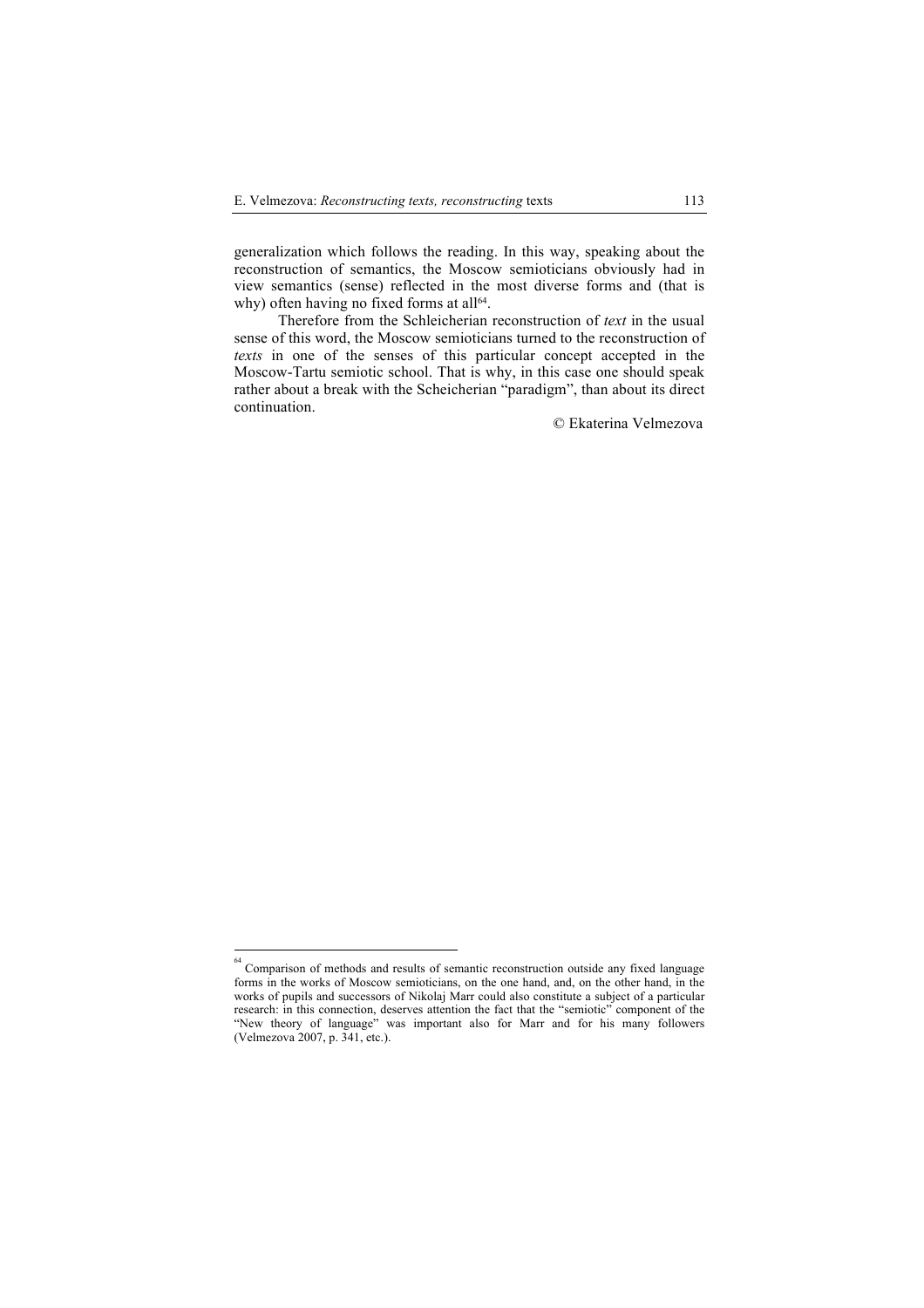generalization which follows the reading. In this way, speaking about the reconstruction of semantics, the Moscow semioticians obviously had in view semantics (sense) reflected in the most diverse forms and (that is why) often having no fixed forms at all[64].

Therefore from the Schleicherian reconstruction of *text* in the usual sense of this word, the Moscow semioticians turned to the reconstruction of *texts* in one of the senses of this particular concept accepted in the Moscow-Tartu semiotic school. That is why, in this case one should speak rather about a break with the Scheicherian "paradigm", than about its direct continuation.

© Ekaterina Velmezova

---

[64] Comparison of methods and results of semantic reconstruction outside any fixed language forms in the works of Moscow semioticians, on the one hand, and, on the other hand, in the works of pupils and successors of Nikolaj Marr could also constitute a subject of a particular research: in this connection, deserves attention the fact that the "semiotic" component of the "New theory of language" was important also for Marr and for his many followers (Velmezova 2007, p. 341, etc.).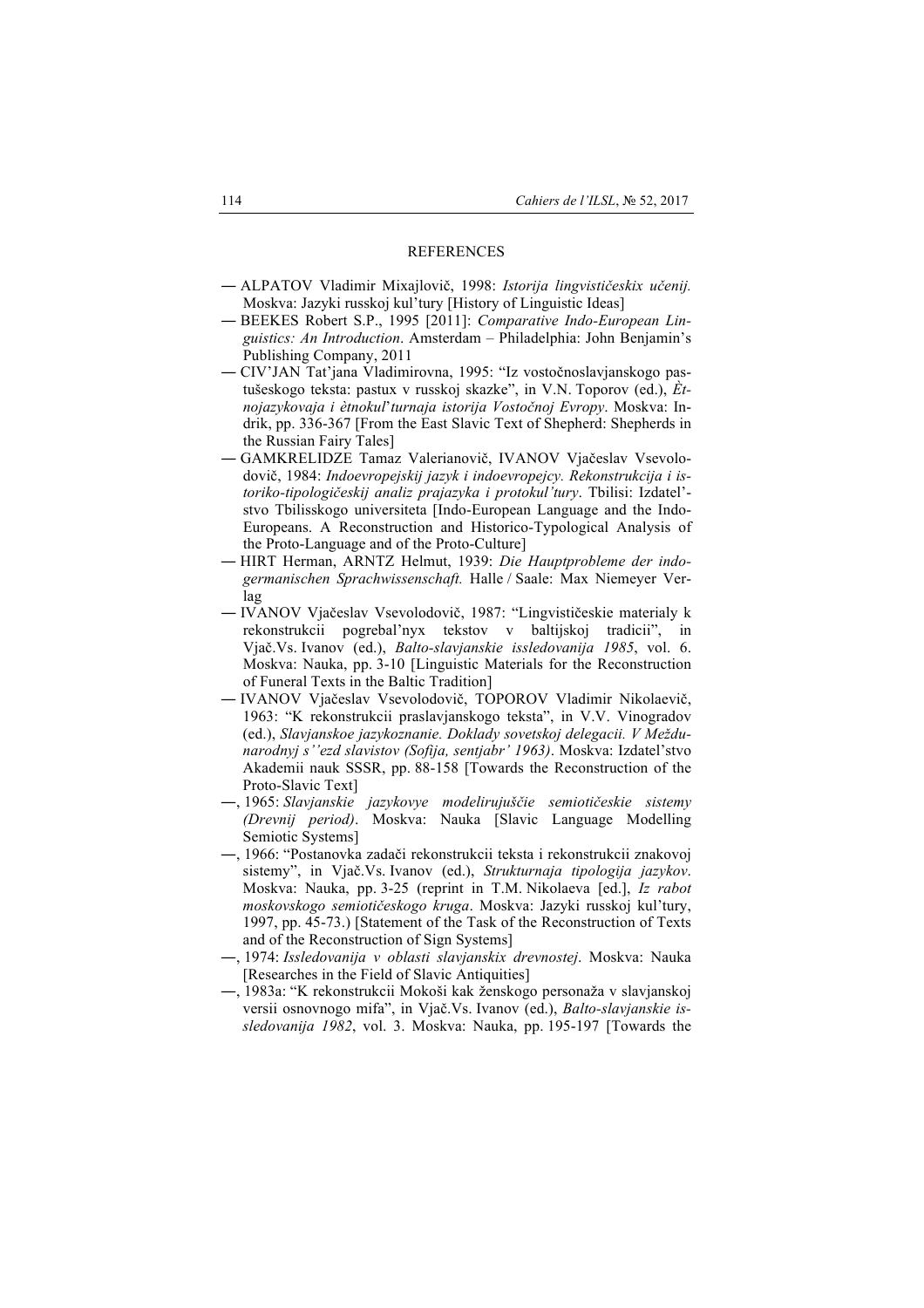## REFERENCES

— ALPATOV Vladimir Mixajlovič, 1998: *Istorija lingvističeskix učenij.* Moskva: Jazyki russkoj kul'tury [History of Linguistic Ideas]

— BEEKES Robert S.P., 1995 [2011]: *Comparative Indo-European Linguistics: An Introduction*. Amsterdam – Philadelphia: John Benjamin's Publishing Company, 2011

— CIV'JAN Tat'jana Vladimirovna, 1995: "Iz vostočnoslavjanskogo pastušeskogo teksta: pastux v russkoj skazke", in V.N. Toporov (ed.), *Ètnojazykovaja i ètnokul'turnaja istorija Vostočnoj Evropy*. Moskva: Indrik, pp. 336-367 [From the East Slavic Text of Shepherd: Shepherds in the Russian Fairy Tales]

— GAMKRELIDZE Tamaz Valerianovič, IVANOV Vjačeslav Vsevolodovič, 1984: *Indoevropejskij jazyk i indoevropejcy. Rekonstrukcija i istoriko-tipologičeskij analiz prajazyka i protokul'tury*. Tbilisi: Izdatel'stvo Tbilisskogo universiteta [Indo-European Language and the Indo-Europeans. A Reconstruction and Historico-Typological Analysis of the Proto-Language and of the Proto-Culture]

— HIRT Herman, ARNTZ Helmut, 1939: *Die Hauptprobleme der indogermanischen Sprachwissenschaft.* Halle / Saale: Max Niemeyer Verlag

— IVANOV Vjačeslav Vsevolodovič, 1987: "Lingvističeskie materialy k rekonstrukcii pogrebal'nyx tekstov v baltijskoj tradicii", in Vjač.Vs. Ivanov (ed.), *Balto-slavjanskie issledovanija 1985*, vol. 6. Moskva: Nauka, pp. 3-10 [Linguistic Materials for the Reconstruction of Funeral Texts in the Baltic Tradition]

— IVANOV Vjačeslav Vsevolodovič, TOPOROV Vladimir Nikolaevič, 1963: "K rekonstrukcii praslavjanskogo teksta", in V.V. Vinogradov (ed.), *Slavjanskoe jazykoznanie. Doklady sovetskoj delegacii. V Meždunarodnyj s''ezd slavistov (Sofija, sentjabr' 1963)*. Moskva: Izdatel'stvo Akademii nauk SSSR, pp. 88-158 [Towards the Reconstruction of the Proto-Slavic Text]

—, 1965: *Slavjanskie jazykovye modelirujuščie semiotičeskie sistemy (Drevnij period)*. Moskva: Nauka [Slavic Language Modelling Semiotic Systems]

—, 1966: "Postanovka zadači rekonstrukcii teksta i rekonstrukcii znakovoj sistemy", in Vjač.Vs. Ivanov (ed.), *Strukturnaja tipologija jazykov*. Moskva: Nauka, pp. 3-25 (reprint in T.M. Nikolaeva [ed.], *Iz rabot moskovskogo semiotičeskogo kruga*. Moskva: Jazyki russkoj kul'tury, 1997, pp. 45-73.) [Statement of the Task of the Reconstruction of Texts and of the Reconstruction of Sign Systems]

—, 1974: *Issledovanija v oblasti slavjanskix drevnostej*. Moskva: Nauka [Researches in the Field of Slavic Antiquities]

—, 1983a: "K rekonstrukcii Mokoši kak ženskogo personaža v slavjanskoj versii osnovnogo mifa", in Vjač.Vs. Ivanov (ed.), *Balto-slavjanskie issledovanija 1982*, vol. 3. Moskva: Nauka, pp. 195-197 [Towards the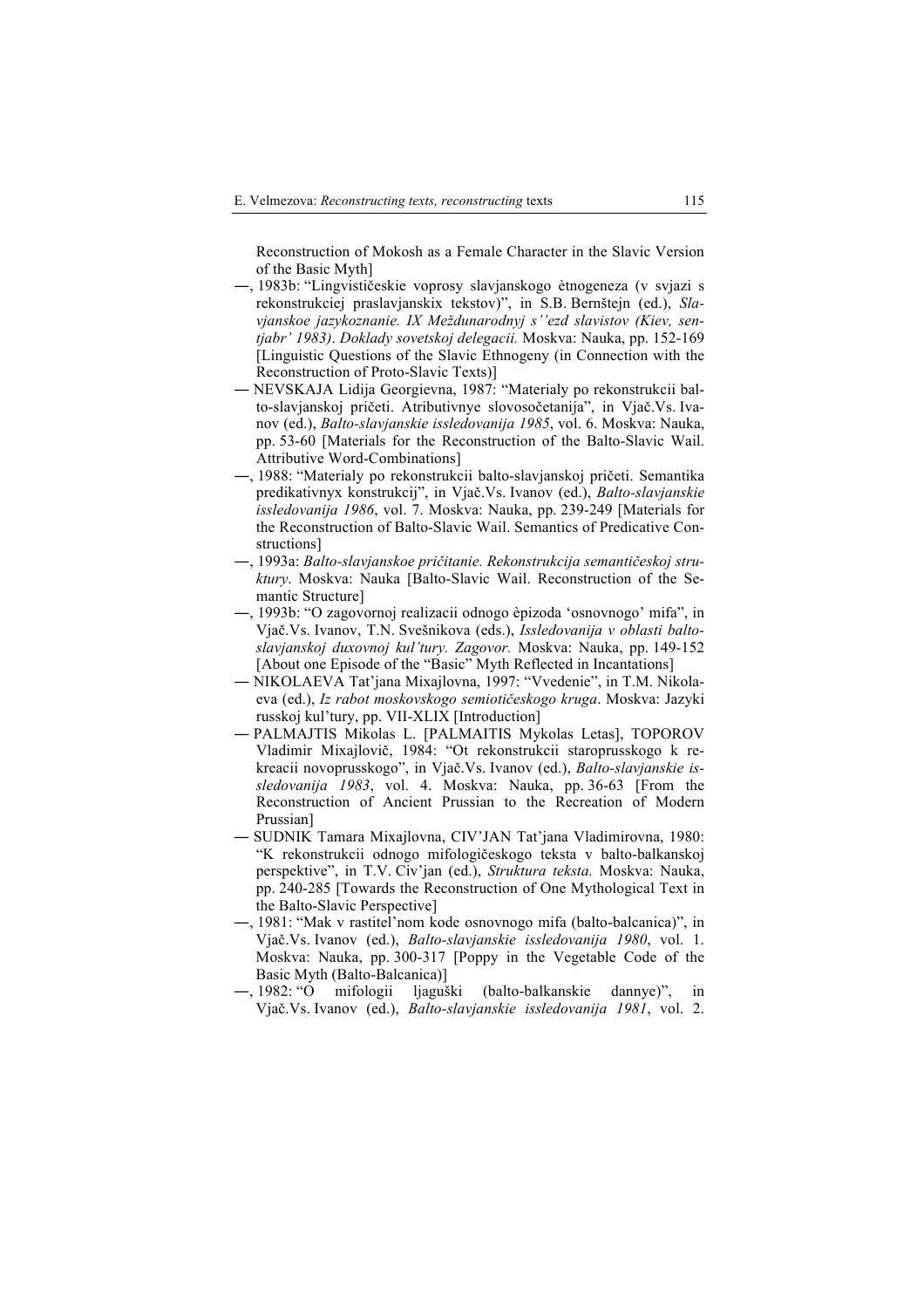Reconstruction of Mokosh as a Female Character in the Slavic Version of the Basic Myth]

—, 1983b: "Lingvističeskie voprosy slavjanskogo ètnogeneza (v svjazi s rekonstrukciej praslavjanskix tekstov)", in S.B. Bernštejn (ed.), *Slavjanskoe jazykoznanie. IX Meždunarodnyj s''ezd slavistov (Kiev, sentjabr' 1983). Doklady sovetskoj delegacii.* Moskva: Nauka, pp. 152-169 [Linguistic Questions of the Slavic Ethnogeny (in Connection with the Reconstruction of Proto-Slavic Texts)]

— NEVSKAJA Lidija Georgievna, 1987: "Materialy po rekonstrukcii balto-slavjanskoj pričeti. Atributivnye slovosočetanija", in Vjač.Vs. Ivanov (ed.), *Balto-slavjanskie issledovanija 1985*, vol. 6. Moskva: Nauka, pp. 53-60 [Materials for the Reconstruction of the Balto-Slavic Wail. Attributive Word-Combinations]

—, 1988: "Materialy po rekonstrukcii balto-slavjanskoj pričeti. Semantika predikativnyx konstrukcij", in Vjač.Vs. Ivanov (ed.), *Balto-slavjanskie issledovanija 1986*, vol. 7. Moskva: Nauka, pp. 239-249 [Materials for the Reconstruction of Balto-Slavic Wail. Semantics of Predicative Constructions]

—, 1993a: *Balto-slavjanskoe pričitanie. Rekonstrukcija semantičeskoj struktury*. Moskva: Nauka [Balto-Slavic Wail. Reconstruction of the Semantic Structure]

—, 1993b: "O zagovornoj realizacii odnogo èpizoda 'osnovnogo' mifa", in Vjač.Vs. Ivanov, T.N. Svešnikova (eds.), *Issledovanija v oblasti balto-slavjanskoj duxovnoj kul'tury. Zagovor.* Moskva: Nauka, pp. 149-152 [About one Episode of the "Basic" Myth Reflected in Incantations]

— NIKOLAEVA Tat'jana Mixajlovna, 1997: "Vvedenie", in T.M. Nikolaeva (ed.), *Iz rabot moskovskogo semiotičeskogo kruga*. Moskva: Jazyki russkoj kul'tury, pp. VII-XLIX [Introduction]

— PALMAJTIS Mikolas L. [PALMAITIS Mykolas Letas], TOPOROV Vladimir Mixajlovič, 1984: "Ot rekonstrukcii staroprusskogo k rekreacii novoprusskogo", in Vjač.Vs. Ivanov (ed.), *Balto-slavjanskie issledovanija 1983*, vol. 4. Moskva: Nauka, pp. 36-63 [From the Reconstruction of Ancient Prussian to the Recreation of Modern Prussian]

— SUDNIK Tamara Mixajlovna, CIV'JAN Tat'jana Vladimirovna, 1980: "K rekonstrukcii odnogo mifologičeskogo teksta v balto-balkanskoj perspektive", in T.V. Civ'jan (ed.), *Struktura teksta.* Moskva: Nauka, pp. 240-285 [Towards the Reconstruction of One Mythological Text in the Balto-Slavic Perspective]

—, 1981: "Mak v rastitel'nom kode osnovnogo mifa (balto-balcanica)", in Vjač.Vs. Ivanov (ed.), *Balto-slavjanskie issledovanija 1980*, vol. 1. Moskva: Nauka, pp. 300-317 [Poppy in the Vegetable Code of the Basic Myth (Balto-Balcanica)]

—, 1982: "O mifologii ljaguški (balto-balkanskie dannye)", in Vjač.Vs. Ivanov (ed.), *Balto-slavjanskie issledovanija 1981*, vol. 2.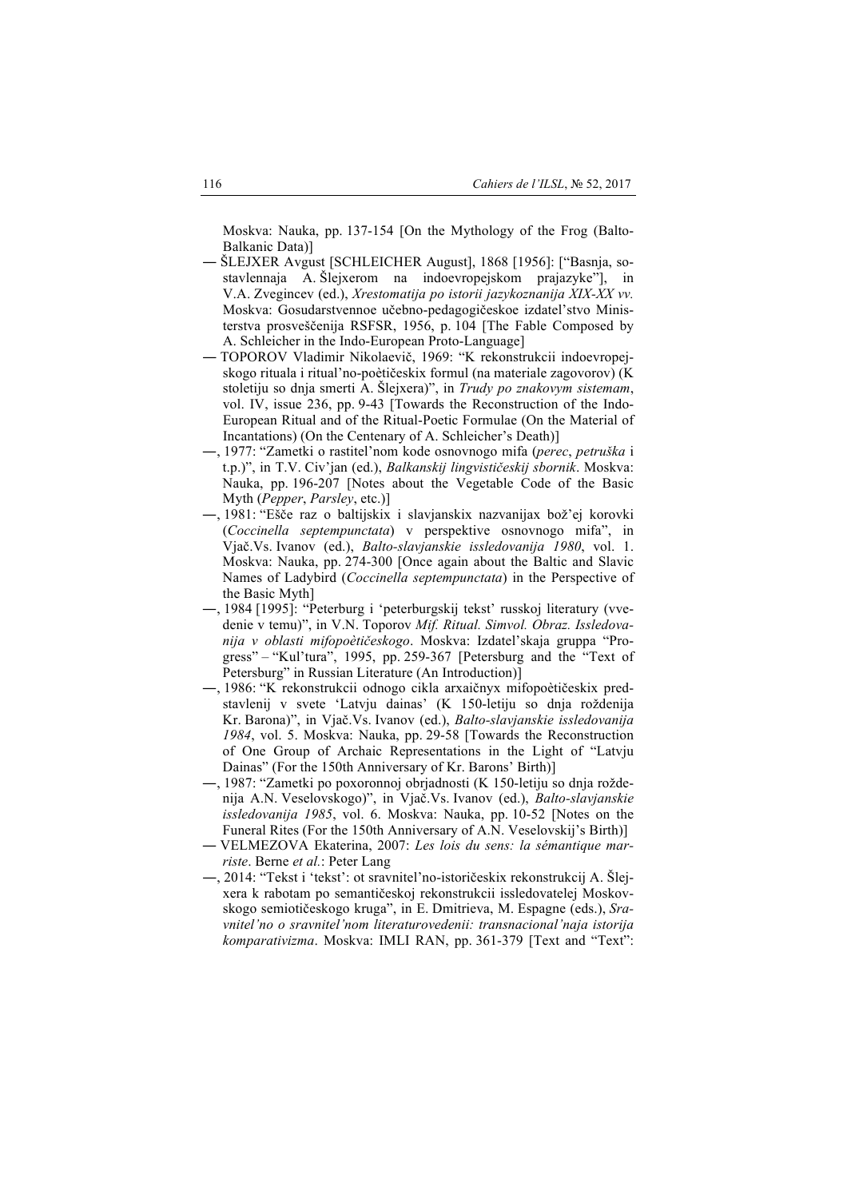Moskva: Nauka, pp. 137-154 [On the Mythology of the Frog (Balto-Balkanic Data)]

— ŠLEJXER Avgust [SCHLEICHER August], 1868 [1956]: ["Basnja, sostavlennaja A. Šlejxerom na indoevropejskom prajazyke"], in V.A. Zvegincev (ed.), *Xrestomatija po istorii jazykoznanija XIX-XX vv.* Moskva: Gosudarstvennoe učebno-pedagogičeskoe izdatel'stvo Ministerstva prosveščenija RSFSR, 1956, p. 104 [The Fable Composed by A. Schleicher in the Indo-European Proto-Language]

— TOPOROV Vladimir Nikolaevič, 1969: "K rekonstrukcii indoevropejskogo rituala i ritual'no-poètičeskix formul (na materiale zagovorov) (K stoletiju so dnja smerti A. Šlejxera)", in *Trudy po znakovym sistemam*, vol. IV, issue 236, pp. 9-43 [Towards the Reconstruction of the Indo-European Ritual and of the Ritual-Poetic Formulae (On the Material of Incantations) (On the Centenary of A. Schleicher's Death)]

—, 1977: "Zametki o rastitel'nom kode osnovnogo mifa (*perec*, *petruška* i t.p.)", in T.V. Civ'jan (ed.), *Balkanskij lingvističeskij sbornik*. Moskva: Nauka, pp. 196-207 [Notes about the Vegetable Code of the Basic Myth (*Pepper*, *Parsley*, etc.)]

—, 1981: "Ešče raz o baltijskix i slavjanskix nazvanijax bož'ej korovki (*Coccinella septempunctata*) v perspektive osnovnogo mifa", in Vjač.Vs. Ivanov (ed.), *Balto-slavjanskie issledovanija 1980*, vol. 1. Moskva: Nauka, pp. 274-300 [Once again about the Baltic and Slavic Names of Ladybird (*Coccinella septempunctata*) in the Perspective of the Basic Myth]

—, 1984 [1995]: "Peterburg i 'peterburgskij tekst' russkoj literatury (vvedenie v temu)", in V.N. Toporov *Mif. Ritual. Simvol. Obraz. Issledovanija v oblasti mifopoètičeskogo*. Moskva: Izdatel'skaja gruppa "Progress" – "Kul'tura", 1995, pp. 259-367 [Petersburg and the "Text of Petersburg" in Russian Literature (An Introduction)]

—, 1986: "K rekonstrukcii odnogo cikla arxaičnyx mifopoètičeskix predstavlenij v svete 'Latvju dainas' (K 150-letiju so dnja roždenija Kr. Barona)", in Vjač.Vs. Ivanov (ed.), *Balto-slavjanskie issledovanija 1984*, vol. 5. Moskva: Nauka, pp. 29-58 [Towards the Reconstruction of One Group of Archaic Representations in the Light of "Latvju Dainas" (For the 150th Anniversary of Kr. Barons' Birth)]

—, 1987: "Zametki po poxoronnoj obrjadnosti (K 150-letiju so dnja roždenija A.N. Veselovskogo)", in Vjač.Vs. Ivanov (ed.), *Balto-slavjanskie issledovanija 1985*, vol. 6. Moskva: Nauka, pp. 10-52 [Notes on the Funeral Rites (For the 150th Anniversary of A.N. Veselovskij's Birth)]

— VELMEZOVA Ekaterina, 2007: *Les lois du sens: la sémantique marriste*. Berne *et al.*: Peter Lang

—, 2014: "Tekst i 'tekst': ot sravnitel'no-istoričeskix rekonstrukcij A. Šlejxera k rabotam po semantičeskoj rekonstrukcii issledovatelej Moskovskogo semiotičeskogo kruga", in E. Dmitrieva, M. Espagne (eds.), *Sravnitel'no o sravnitel'nom literaturovedenii: transnacional'naja istorija komparativizma*. Moskva: IMLI RAN, pp. 361-379 [Text and "Text":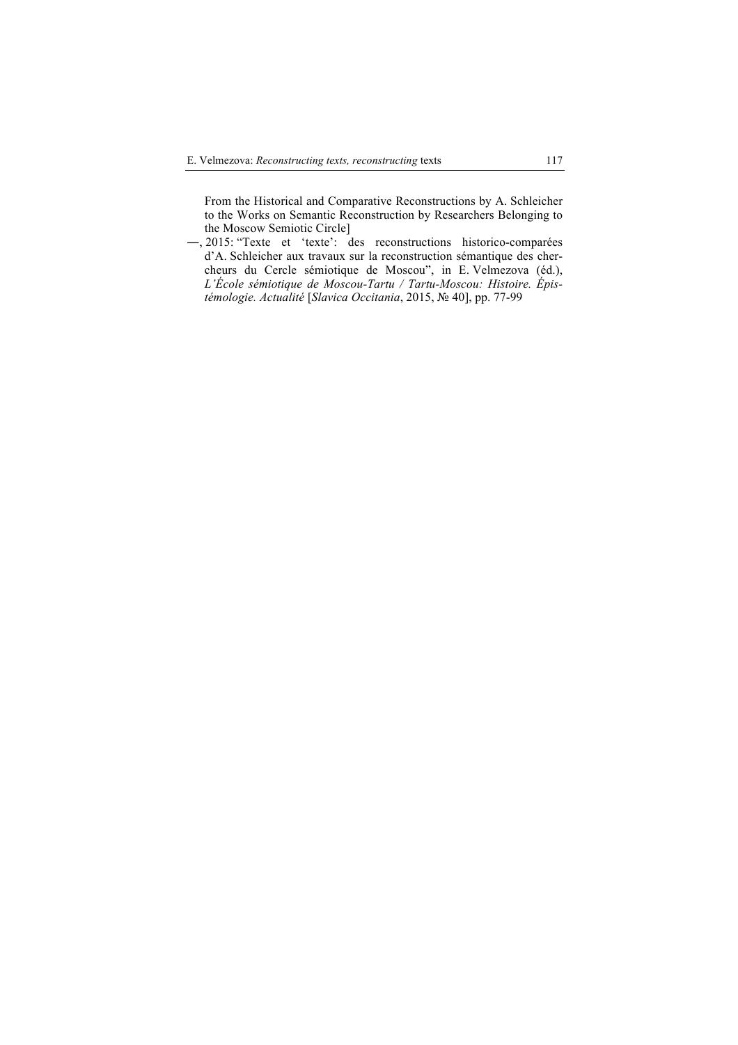From the Historical and Comparative Reconstructions by A. Schleicher to the Works on Semantic Reconstruction by Researchers Belonging to the Moscow Semiotic Circle]

—, 2015: "Texte et 'texte': des reconstructions historico-comparées d'A. Schleicher aux travaux sur la reconstruction sémantique des chercheurs du Cercle sémiotique de Moscou", in E. Velmezova (éd.), *L'École sémiotique de Moscou-Tartu / Tartu-Moscou: Histoire. Épistémologie. Actualité* [*Slavica Occitania*, 2015, № 40], pp. 77-99